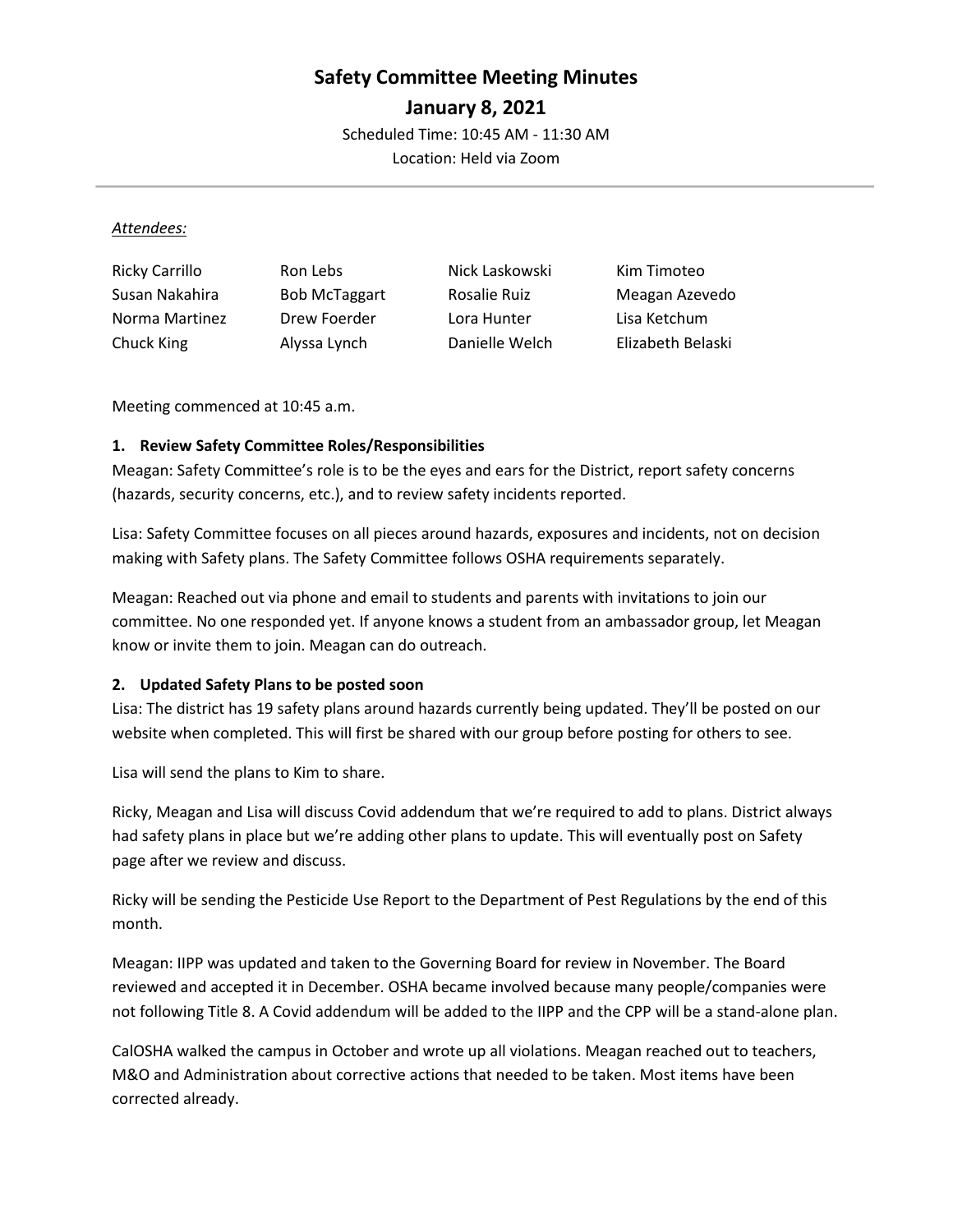# Safety Committee Meeting Minutes

## January 8, 2021

Scheduled Time: 10:45 AM - 11:30 AM
Location: Held via Zoom

---

*Attendees:*

| | | | |
|---|---|---|---|
| Ricky Carrillo | Ron Lebs | Nick Laskowski | Kim Timoteo |
| Susan Nakahira | Bob McTaggart | Rosalie Ruiz | Meagan Azevedo |
| Norma Martinez | Drew Foerder | Lora Hunter | Lisa Ketchum |
| Chuck King | Alyssa Lynch | Danielle Welch | Elizabeth Belaski |

Meeting commenced at 10:45 a.m.

**1. Review Safety Committee Roles/Responsibilities**

Meagan: Safety Committee's role is to be the eyes and ears for the District, report safety concerns (hazards, security concerns, etc.), and to review safety incidents reported.

Lisa: Safety Committee focuses on all pieces around hazards, exposures and incidents, not on decision making with Safety plans. The Safety Committee follows OSHA requirements separately.

Meagan: Reached out via phone and email to students and parents with invitations to join our committee. No one responded yet. If anyone knows a student from an ambassador group, let Meagan know or invite them to join. Meagan can do outreach.

**2. Updated Safety Plans to be posted soon**

Lisa: The district has 19 safety plans around hazards currently being updated. They'll be posted on our website when completed. This will first be shared with our group before posting for others to see.

Lisa will send the plans to Kim to share.

Ricky, Meagan and Lisa will discuss Covid addendum that we're required to add to plans. District always had safety plans in place but we're adding other plans to update. This will eventually post on Safety page after we review and discuss.

Ricky will be sending the Pesticide Use Report to the Department of Pest Regulations by the end of this month.

Meagan: IIPP was updated and taken to the Governing Board for review in November. The Board reviewed and accepted it in December. OSHA became involved because many people/companies were not following Title 8. A Covid addendum will be added to the IIPP and the CPP will be a stand-alone plan.

CalOSHA walked the campus in October and wrote up all violations. Meagan reached out to teachers, M&O and Administration about corrective actions that needed to be taken. Most items have been corrected already.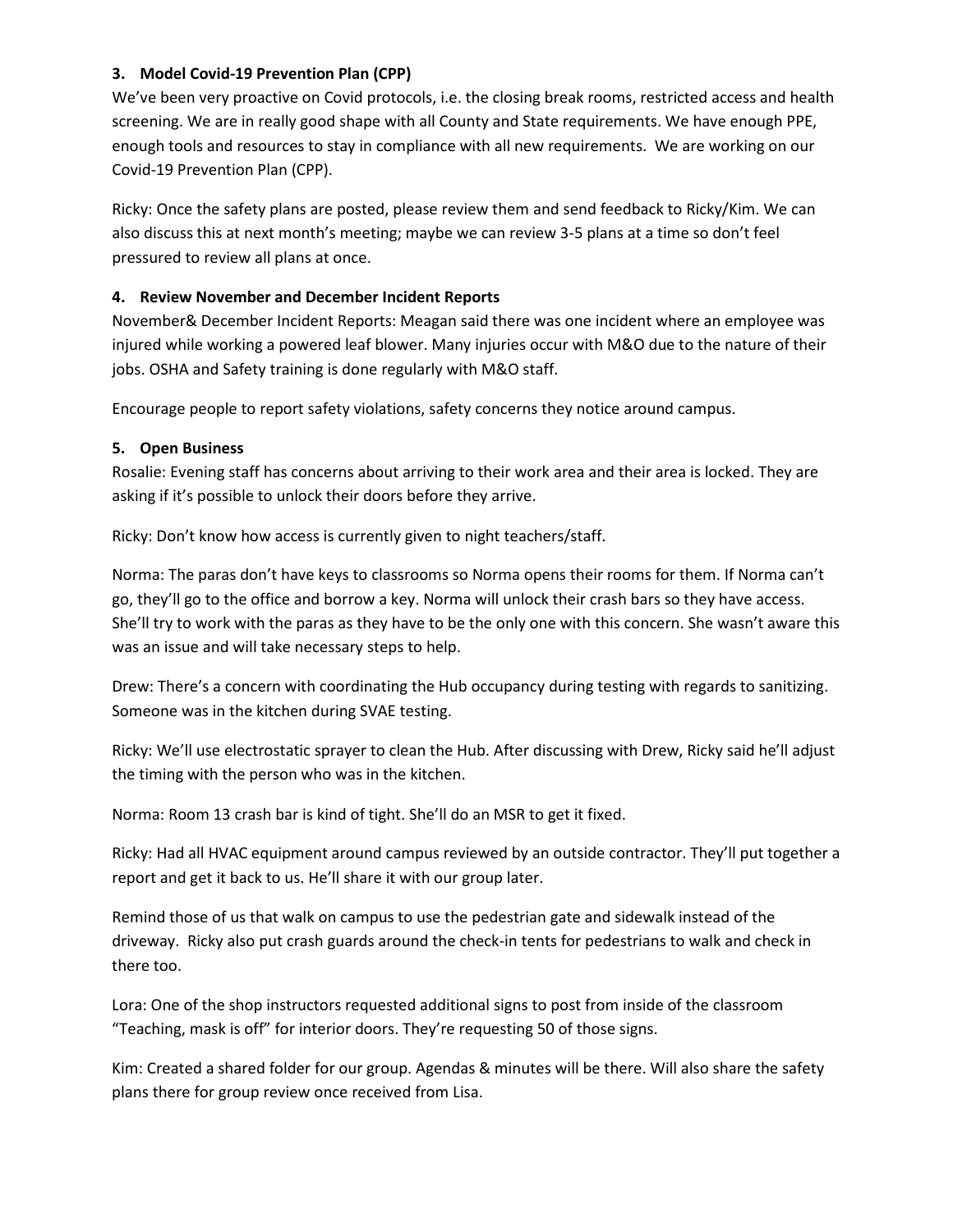### 3. Model Covid-19 Prevention Plan (CPP)

We've been very proactive on Covid protocols, i.e. the closing break rooms, restricted access and health screening. We are in really good shape with all County and State requirements. We have enough PPE, enough tools and resources to stay in compliance with all new requirements. We are working on our Covid-19 Prevention Plan (CPP).

Ricky: Once the safety plans are posted, please review them and send feedback to Ricky/Kim. We can also discuss this at next month's meeting; maybe we can review 3-5 plans at a time so don't feel pressured to review all plans at once.

### 4. Review November and December Incident Reports

November& December Incident Reports: Meagan said there was one incident where an employee was injured while working a powered leaf blower. Many injuries occur with M&O due to the nature of their jobs. OSHA and Safety training is done regularly with M&O staff.

Encourage people to report safety violations, safety concerns they notice around campus.

### 5. Open Business

Rosalie: Evening staff has concerns about arriving to their work area and their area is locked. They are asking if it's possible to unlock their doors before they arrive.

Ricky: Don't know how access is currently given to night teachers/staff.

Norma: The paras don't have keys to classrooms so Norma opens their rooms for them. If Norma can't go, they'll go to the office and borrow a key. Norma will unlock their crash bars so they have access. She'll try to work with the paras as they have to be the only one with this concern. She wasn't aware this was an issue and will take necessary steps to help.

Drew: There's a concern with coordinating the Hub occupancy during testing with regards to sanitizing. Someone was in the kitchen during SVAE testing.

Ricky: We'll use electrostatic sprayer to clean the Hub. After discussing with Drew, Ricky said he'll adjust the timing with the person who was in the kitchen.

Norma: Room 13 crash bar is kind of tight. She'll do an MSR to get it fixed.

Ricky: Had all HVAC equipment around campus reviewed by an outside contractor. They'll put together a report and get it back to us. He'll share it with our group later.

Remind those of us that walk on campus to use the pedestrian gate and sidewalk instead of the driveway. Ricky also put crash guards around the check-in tents for pedestrians to walk and check in there too.

Lora: One of the shop instructors requested additional signs to post from inside of the classroom "Teaching, mask is off" for interior doors. They're requesting 50 of those signs.

Kim: Created a shared folder for our group. Agendas & minutes will be there. Will also share the safety plans there for group review once received from Lisa.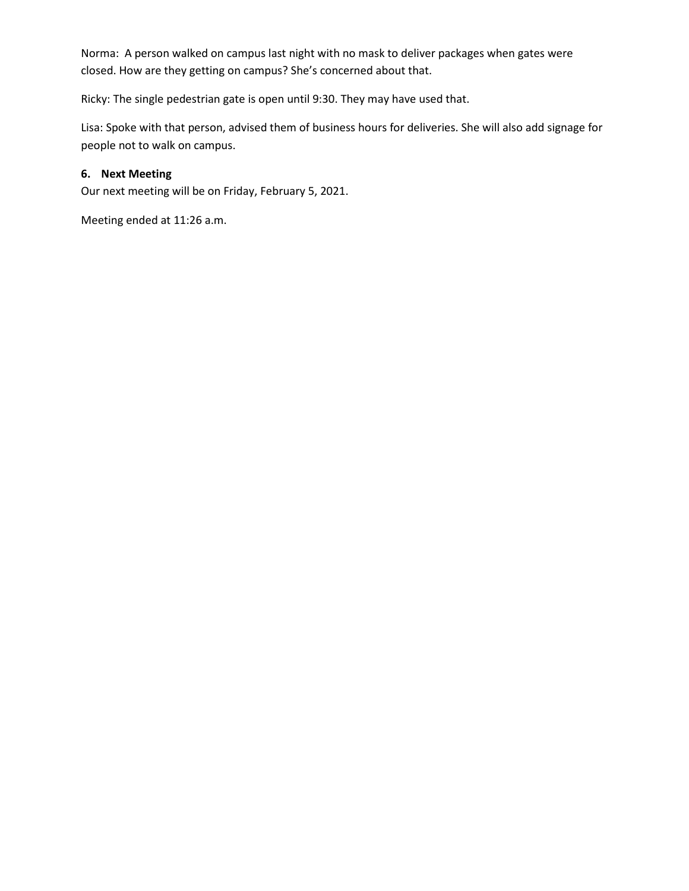Norma: A person walked on campus last night with no mask to deliver packages when gates were closed. How are they getting on campus? She's concerned about that.

Ricky: The single pedestrian gate is open until 9:30. They may have used that.

Lisa: Spoke with that person, advised them of business hours for deliveries. She will also add signage for people not to walk on campus.

### 6. Next Meeting

Our next meeting will be on Friday, February 5, 2021.

Meeting ended at 11:26 a.m.